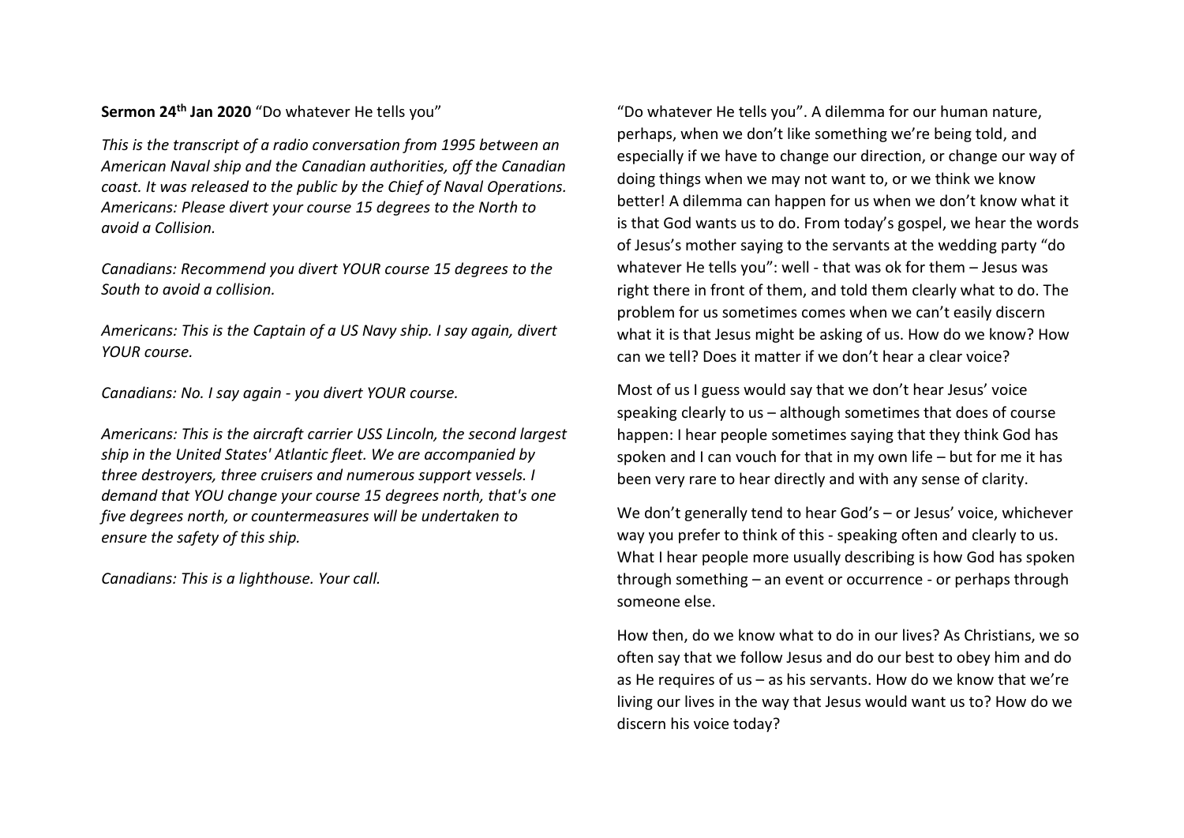**Sermon 24th Jan 2020** "Do whatever He tells you"

*This is the transcript of a radio conversation from 1995 between an American Naval ship and the Canadian authorities, off the Canadian coast. It was released to the public by the Chief of Naval Operations. Americans: Please divert your course 15 degrees to the North to avoid a Collision.*

*Canadians: Recommend you divert YOUR course 15 degrees to the South to avoid a collision.*

*Americans: This is the Captain of a US Navy ship. I say again, divert YOUR course.*

*Canadians: No. I say again - you divert YOUR course.*

*Americans: This is the aircraft carrier USS Lincoln, the second largest ship in the United States' Atlantic fleet. We are accompanied by three destroyers, three cruisers and numerous support vessels. I demand that YOU change your course 15 degrees north, that's one five degrees north, or countermeasures will be undertaken to ensure the safety of this ship.*

*Canadians: This is a lighthouse. Your call.*

"Do whatever He tells you". A dilemma for our human nature, perhaps, when we don't like something we're being told, and especially if we have to change our direction, or change our way of doing things when we may not want to, or we think we know better! A dilemma can happen for us when we don't know what it is that God wants us to do. From today's gospel, we hear the words of Jesus's mother saying to the servants at the wedding party "do whatever He tells you": well - that was ok for them – Jesus was right there in front of them, and told them clearly what to do. The problem for us sometimes comes when we can't easily discern what it is that Jesus might be asking of us. How do we know? How can we tell? Does it matter if we don't hear a clear voice?

Most of us I guess would say that we don't hear Jesus' voice speaking clearly to us – although sometimes that does of course happen: I hear people sometimes saying that they think God has spoken and I can vouch for that in my own life – but for me it has been very rare to hear directly and with any sense of clarity.

We don't generally tend to hear God's – or Jesus' voice, whichever way you prefer to think of this - speaking often and clearly to us. What I hear people more usually describing is how God has spoken through something – an event or occurrence - or perhaps through someone else.

How then, do we know what to do in our lives? As Christians, we so often say that we follow Jesus and do our best to obey him and do as He requires of us – as his servants. How do we know that we're living our lives in the way that Jesus would want us to? How do we discern his voice today?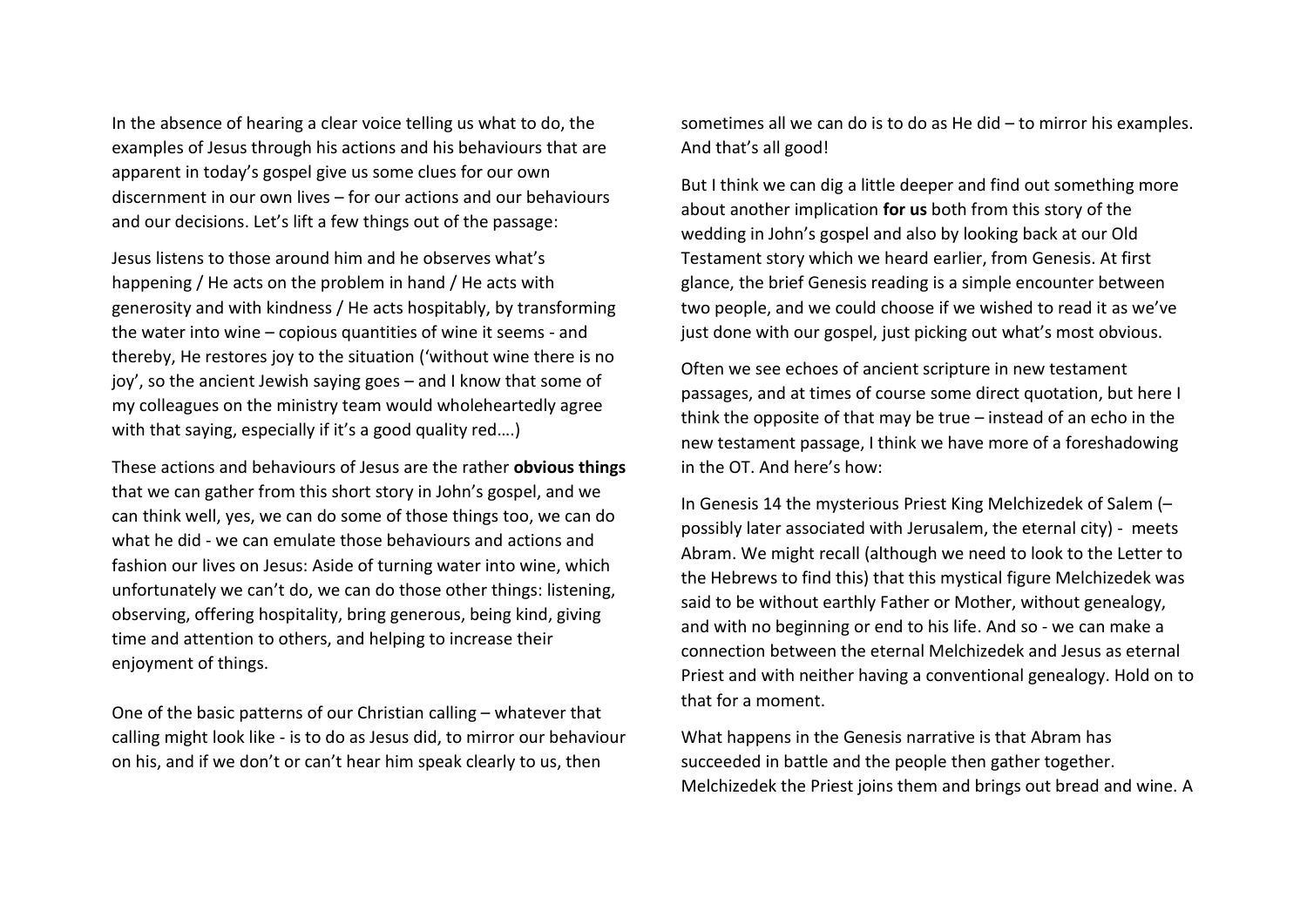In the absence of hearing a clear voice telling us what to do, the examples of Jesus through his actions and his behaviours that are apparent in today's gospel give us some clues for our own discernment in our own lives – for our actions and our behaviours and our decisions. Let's lift a few things out of the passage:

Jesus listens to those around him and he observes what's happening / He acts on the problem in hand / He acts with generosity and with kindness / He acts hospitably, by transforming the water into wine – copious quantities of wine it seems - and thereby, He restores joy to the situation ('without wine there is no joy', so the ancient Jewish saying goes – and I know that some of my colleagues on the ministry team would wholeheartedly agree with that saying, especially if it's a good quality red….)

These actions and behaviours of Jesus are the rather **obvious things** that we can gather from this short story in John's gospel, and we can think well, yes, we can do some of those things too, we can do what he did - we can emulate those behaviours and actions and fashion our lives on Jesus: Aside of turning water into wine, which unfortunately we can't do, we can do those other things: listening, observing, offering hospitality, bring generous, being kind, giving time and attention to others, and helping to increase their enjoyment of things.

One of the basic patterns of our Christian calling – whatever that calling might look like - is to do as Jesus did, to mirror our behaviour on his, and if we don't or can't hear him speak clearly to us, then sometimes all we can do is to do as He did – to mirror his examples. And that's all good!

But I think we can dig a little deeper and find out something more about another implication **for us** both from this story of the wedding in John's gospel and also by looking back at our Old Testament story which we heard earlier, from Genesis. At first glance, the brief Genesis reading is a simple encounter between two people, and we could choose if we wished to read it as we've just done with our gospel, just picking out what's most obvious.

Often we see echoes of ancient scripture in new testament passages, and at times of course some direct quotation, but here I think the opposite of that may be true – instead of an echo in the new testament passage, I think we have more of a foreshadowing in the OT. And here's how:

In Genesis 14 the mysterious Priest King Melchizedek of Salem (– possibly later associated with Jerusalem, the eternal city) - meets Abram. We might recall (although we need to look to the Letter to the Hebrews to find this) that this mystical figure Melchizedek was said to be without earthly Father or Mother, without genealogy, and with no beginning or end to his life. And so - we can make a connection between the eternal Melchizedek and Jesus as eternal Priest and with neither having a conventional genealogy. Hold on to that for a moment.

What happens in the Genesis narrative is that Abram has succeeded in battle and the people then gather together. Melchizedek the Priest joins them and brings out bread and wine. A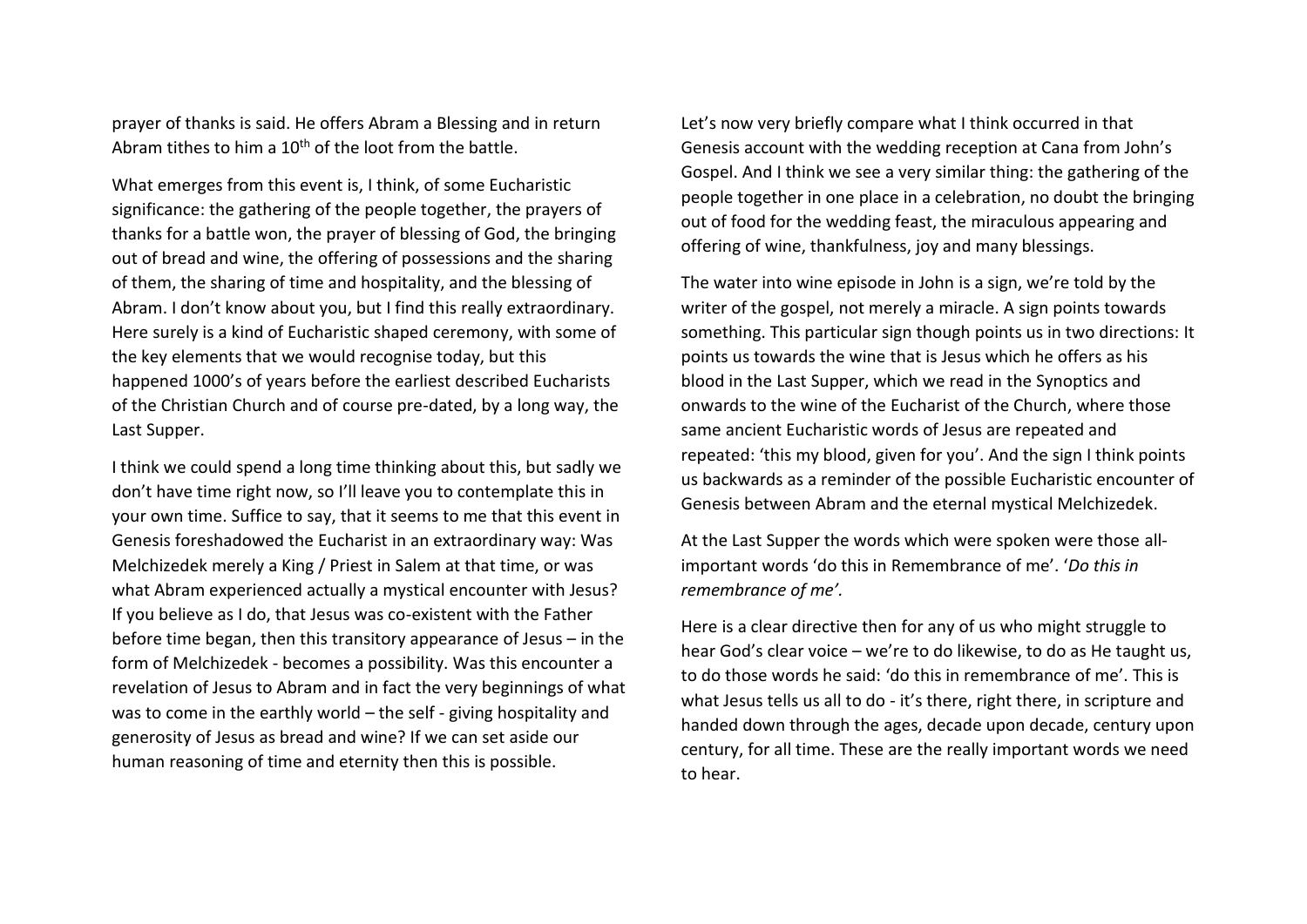prayer of thanks is said. He offers Abram a Blessing and in return Abram tithes to him a 10th of the loot from the battle.

What emerges from this event is, I think, of some Eucharistic significance: the gathering of the people together, the prayers of thanks for a battle won, the prayer of blessing of God, the bringing out of bread and wine, the offering of possessions and the sharing of them, the sharing of time and hospitality, and the blessing of Abram. I don't know about you, but I find this really extraordinary. Here surely is a kind of Eucharistic shaped ceremony, with some of the key elements that we would recognise today, but this happened 1000's of years before the earliest described Eucharists of the Christian Church and of course pre-dated, by a long way, the Last Supper.

I think we could spend a long time thinking about this, but sadly we don't have time right now, so I'll leave you to contemplate this in your own time. Suffice to say, that it seems to me that this event in Genesis foreshadowed the Eucharist in an extraordinary way: Was Melchizedek merely a King / Priest in Salem at that time, or was what Abram experienced actually a mystical encounter with Jesus? If you believe as I do, that Jesus was co-existent with the Father before time began, then this transitory appearance of Jesus – in the form of Melchizedek - becomes a possibility. Was this encounter a revelation of Jesus to Abram and in fact the very beginnings of what was to come in the earthly world – the self - giving hospitality and generosity of Jesus as bread and wine? If we can set aside our human reasoning of time and eternity then this is possible.

Let's now very briefly compare what I think occurred in that Genesis account with the wedding reception at Cana from John's Gospel. And I think we see a very similar thing: the gathering of the people together in one place in a celebration, no doubt the bringing out of food for the wedding feast, the miraculous appearing and offering of wine, thankfulness, joy and many blessings.

The water into wine episode in John is a sign, we're told by the writer of the gospel, not merely a miracle. A sign points towards something. This particular sign though points us in two directions: It points us towards the wine that is Jesus which he offers as his blood in the Last Supper, which we read in the Synoptics and onwards to the wine of the Eucharist of the Church, where those same ancient Eucharistic words of Jesus are repeated and repeated: 'this my blood, given for you'. And the sign I think points us backwards as a reminder of the possible Eucharistic encounter of Genesis between Abram and the eternal mystical Melchizedek.

At the Last Supper the words which were spoken were those all-important words 'do this in Remembrance of me'. '*Do this in remembrance of me'.*

Here is a clear directive then for any of us who might struggle to hear God's clear voice – we're to do likewise, to do as He taught us, to do those words he said: 'do this in remembrance of me'. This is what Jesus tells us all to do - it's there, right there, in scripture and handed down through the ages, decade upon decade, century upon century, for all time. These are the really important words we need to hear.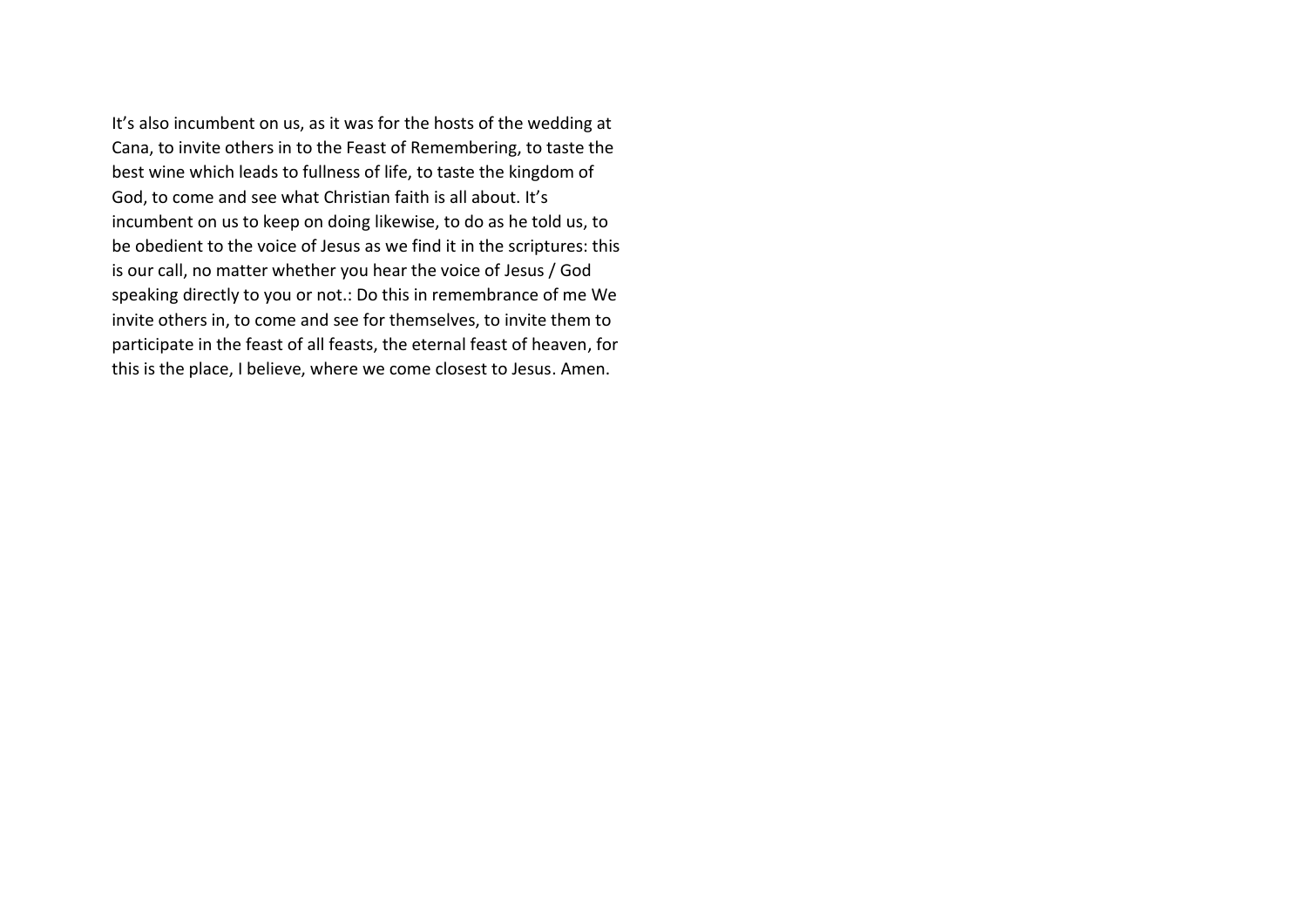It’s also incumbent on us, as it was for the hosts of the wedding at Cana, to invite others in to the Feast of Remembering, to taste the best wine which leads to fullness of life, to taste the kingdom of God, to come and see what Christian faith is all about. It’s incumbent on us to keep on doing likewise, to do as he told us, to be obedient to the voice of Jesus as we find it in the scriptures: this is our call, no matter whether you hear the voice of Jesus / God speaking directly to you or not.: Do this in remembrance of me We invite others in, to come and see for themselves, to invite them to participate in the feast of all feasts, the eternal feast of heaven, for this is the place, I believe, where we come closest to Jesus. Amen.